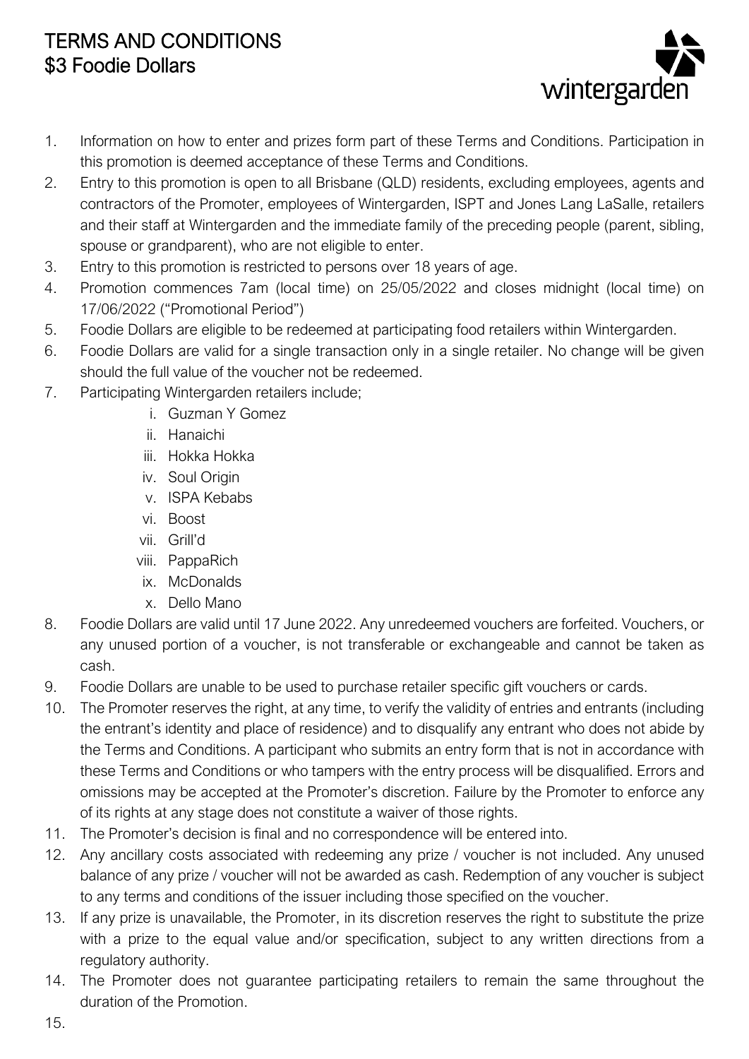# TERMS AND CONDITIONS
# $3 Foodie Dollars

wintergarden

1. Information on how to enter and prizes form part of these Terms and Conditions. Participation in this promotion is deemed acceptance of these Terms and Conditions.
2. Entry to this promotion is open to all Brisbane (QLD) residents, excluding employees, agents and contractors of the Promoter, employees of Wintergarden, ISPT and Jones Lang LaSalle, retailers and their staff at Wintergarden and the immediate family of the preceding people (parent, sibling, spouse or grandparent), who are not eligible to enter.
3. Entry to this promotion is restricted to persons over 18 years of age.
4. Promotion commences 7am (local time) on 25/05/2022 and closes midnight (local time) on 17/06/2022 ("Promotional Period")
5. Foodie Dollars are eligible to be redeemed at participating food retailers within Wintergarden.
6. Foodie Dollars are valid for a single transaction only in a single retailer. No change will be given should the full value of the voucher not be redeemed.
7. Participating Wintergarden retailers include;
   - i. Guzman Y Gomez
   - ii. Hanaichi
   - iii. Hokka Hokka
   - iv. Soul Origin
   - v. ISPA Kebabs
   - vi. Boost
   - vii. Grill'd
   - viii. PappaRich
   - ix. McDonalds
   - x. Dello Mano
8. Foodie Dollars are valid until 17 June 2022. Any unredeemed vouchers are forfeited. Vouchers, or any unused portion of a voucher, is not transferable or exchangeable and cannot be taken as cash.
9. Foodie Dollars are unable to be used to purchase retailer specific gift vouchers or cards.
10. The Promoter reserves the right, at any time, to verify the validity of entries and entrants (including the entrant's identity and place of residence) and to disqualify any entrant who does not abide by the Terms and Conditions. A participant who submits an entry form that is not in accordance with these Terms and Conditions or who tampers with the entry process will be disqualified. Errors and omissions may be accepted at the Promoter's discretion. Failure by the Promoter to enforce any of its rights at any stage does not constitute a waiver of those rights.
11. The Promoter's decision is final and no correspondence will be entered into.
12. Any ancillary costs associated with redeeming any prize / voucher is not included. Any unused balance of any prize / voucher will not be awarded as cash. Redemption of any voucher is subject to any terms and conditions of the issuer including those specified on the voucher.
13. If any prize is unavailable, the Promoter, in its discretion reserves the right to substitute the prize with a prize to the equal value and/or specification, subject to any written directions from a regulatory authority.
14. The Promoter does not guarantee participating retailers to remain the same throughout the duration of the Promotion.
15.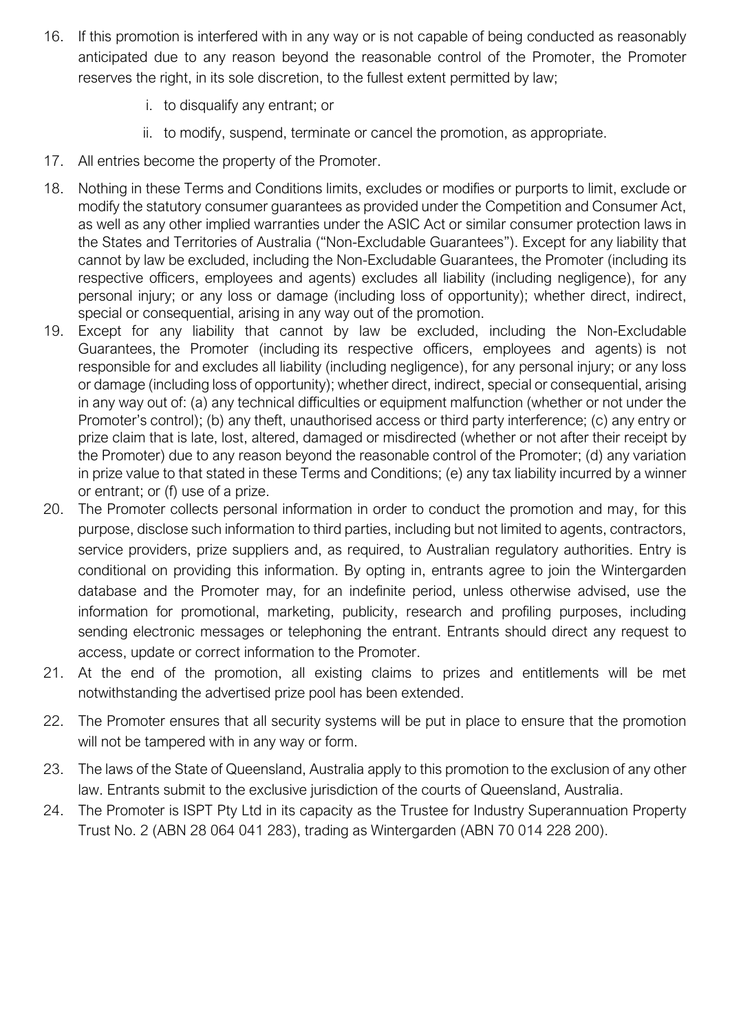16. If this promotion is interfered with in any way or is not capable of being conducted as reasonably anticipated due to any reason beyond the reasonable control of the Promoter, the Promoter reserves the right, in its sole discretion, to the fullest extent permitted by law;

    i. to disqualify any entrant; or

    ii. to modify, suspend, terminate or cancel the promotion, as appropriate.

17. All entries become the property of the Promoter.
18. Nothing in these Terms and Conditions limits, excludes or modifies or purports to limit, exclude or modify the statutory consumer guarantees as provided under the Competition and Consumer Act, as well as any other implied warranties under the ASIC Act or similar consumer protection laws in the States and Territories of Australia ("Non-Excludable Guarantees"). Except for any liability that cannot by law be excluded, including the Non-Excludable Guarantees, the Promoter (including its respective officers, employees and agents) excludes all liability (including negligence), for any personal injury; or any loss or damage (including loss of opportunity); whether direct, indirect, special or consequential, arising in any way out of the promotion.
19. Except for any liability that cannot by law be excluded, including the Non-Excludable Guarantees, the Promoter (including its respective officers, employees and agents) is not responsible for and excludes all liability (including negligence), for any personal injury; or any loss or damage (including loss of opportunity); whether direct, indirect, special or consequential, arising in any way out of: (a) any technical difficulties or equipment malfunction (whether or not under the Promoter's control); (b) any theft, unauthorised access or third party interference; (c) any entry or prize claim that is late, lost, altered, damaged or misdirected (whether or not after their receipt by the Promoter) due to any reason beyond the reasonable control of the Promoter; (d) any variation in prize value to that stated in these Terms and Conditions; (e) any tax liability incurred by a winner or entrant; or (f) use of a prize.
20. The Promoter collects personal information in order to conduct the promotion and may, for this purpose, disclose such information to third parties, including but not limited to agents, contractors, service providers, prize suppliers and, as required, to Australian regulatory authorities. Entry is conditional on providing this information. By opting in, entrants agree to join the Wintergarden database and the Promoter may, for an indefinite period, unless otherwise advised, use the information for promotional, marketing, publicity, research and profiling purposes, including sending electronic messages or telephoning the entrant. Entrants should direct any request to access, update or correct information to the Promoter.
21. At the end of the promotion, all existing claims to prizes and entitlements will be met notwithstanding the advertised prize pool has been extended.
22. The Promoter ensures that all security systems will be put in place to ensure that the promotion will not be tampered with in any way or form.
23. The laws of the State of Queensland, Australia apply to this promotion to the exclusion of any other law. Entrants submit to the exclusive jurisdiction of the courts of Queensland, Australia.
24. The Promoter is ISPT Pty Ltd in its capacity as the Trustee for Industry Superannuation Property Trust No. 2 (ABN 28 064 041 283), trading as Wintergarden (ABN 70 014 228 200).